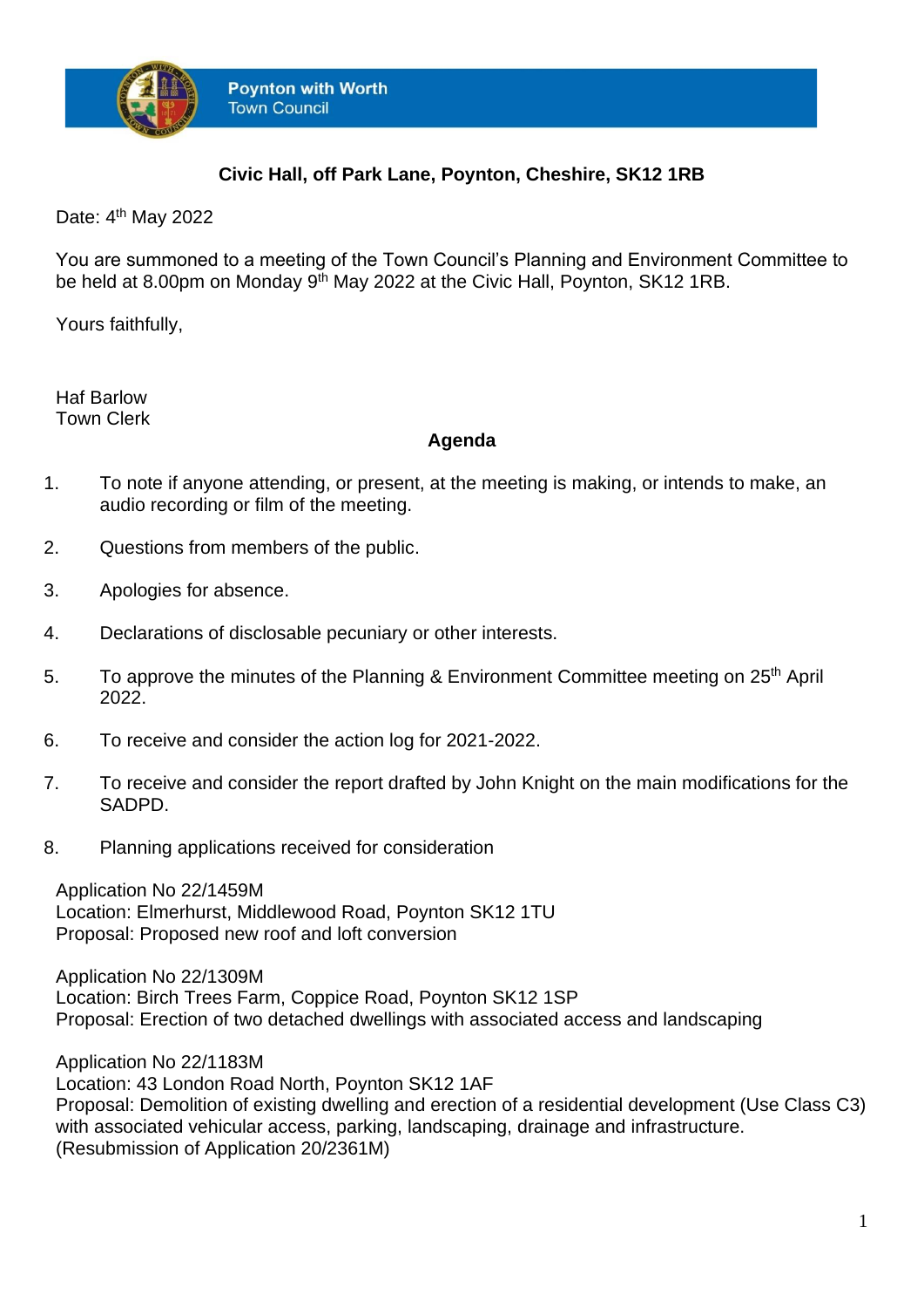**Poynton with Worth**
Town Council

**Civic Hall, off Park Lane, Poynton, Cheshire, SK12 1RB**

Date: 4th May 2022

You are summoned to a meeting of the Town Council's Planning and Environment Committee to be held at 8.00pm on Monday 9th May 2022 at the Civic Hall, Poynton, SK12 1RB.

Yours faithfully,

Haf Barlow
Town Clerk

## Agenda

1. To note if anyone attending, or present, at the meeting is making, or intends to make, an audio recording or film of the meeting.

2. Questions from members of the public.

3. Apologies for absence.

4. Declarations of disclosable pecuniary or other interests.

5. To approve the minutes of the Planning & Environment Committee meeting on 25th April 2022.

6. To receive and consider the action log for 2021-2022.

7. To receive and consider the report drafted by John Knight on the main modifications for the SADPD.

8. Planning applications received for consideration

Application No 22/1459M
Location: Elmerhurst, Middlewood Road, Poynton SK12 1TU
Proposal: Proposed new roof and loft conversion

Application No 22/1309M
Location: Birch Trees Farm, Coppice Road, Poynton SK12 1SP
Proposal: Erection of two detached dwellings with associated access and landscaping

Application No 22/1183M
Location: 43 London Road North, Poynton SK12 1AF
Proposal: Demolition of existing dwelling and erection of a residential development (Use Class C3) with associated vehicular access, parking, landscaping, drainage and infrastructure. (Resubmission of Application 20/2361M)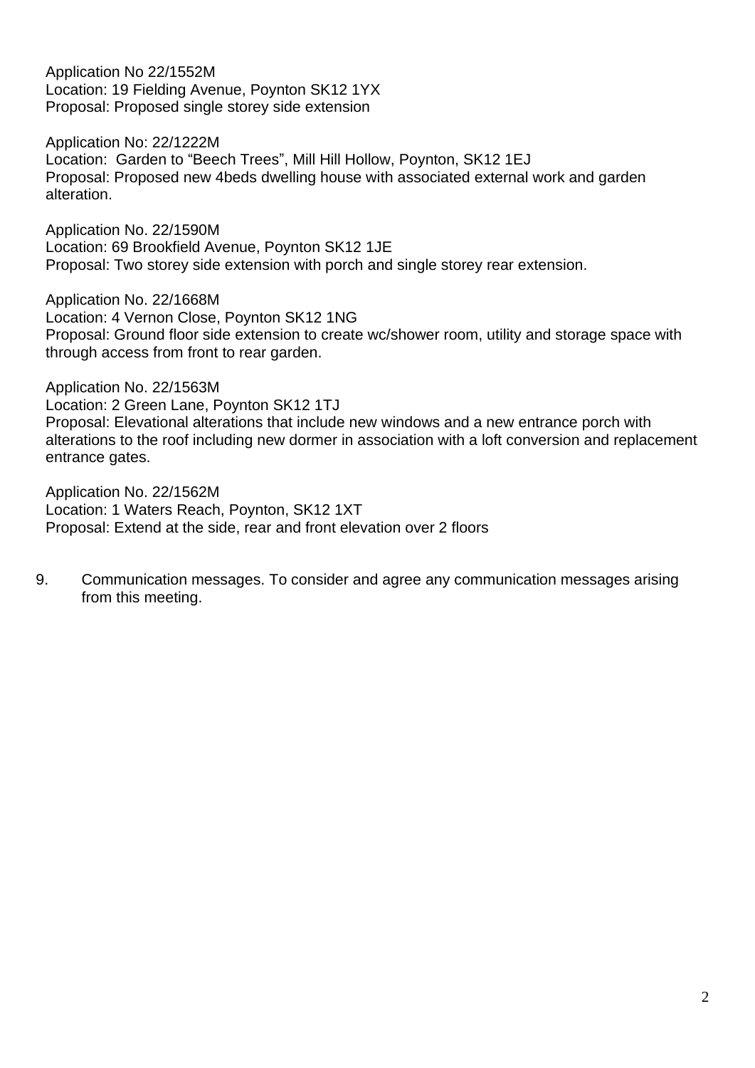Application No 22/1552M
Location: 19 Fielding Avenue, Poynton SK12 1YX
Proposal: Proposed single storey side extension

Application No: 22/1222M
Location: Garden to "Beech Trees", Mill Hill Hollow, Poynton, SK12 1EJ
Proposal: Proposed new 4beds dwelling house with associated external work and garden alteration.

Application No. 22/1590M
Location: 69 Brookfield Avenue, Poynton SK12 1JE
Proposal: Two storey side extension with porch and single storey rear extension.

Application No. 22/1668M
Location: 4 Vernon Close, Poynton SK12 1NG
Proposal: Ground floor side extension to create wc/shower room, utility and storage space with through access from front to rear garden.

Application No. 22/1563M
Location: 2 Green Lane, Poynton SK12 1TJ
Proposal: Elevational alterations that include new windows and a new entrance porch with alterations to the roof including new dormer in association with a loft conversion and replacement entrance gates.

Application No. 22/1562M
Location: 1 Waters Reach, Poynton, SK12 1XT
Proposal: Extend at the side, rear and front elevation over 2 floors

9. Communication messages. To consider and agree any communication messages arising from this meeting.